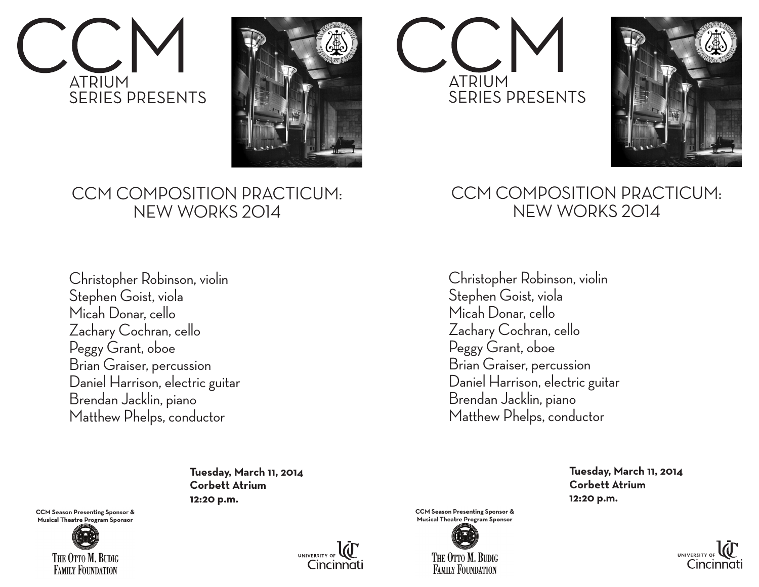# CCM

ATRIUM
SERIES PRESENTS

## CCM COMPOSITION PRACTICUM: NEW WORKS 2014

Christopher Robinson, violin
Stephen Goist, viola
Micah Donar, cello
Zachary Cochran, cello
Peggy Grant, oboe
Brian Graiser, percussion
Daniel Harrison, electric guitar
Brendan Jacklin, piano
Matthew Phelps, conductor

**Tuesday, March 11, 2014**
**Corbett Atrium**
**12:20 p.m.**

**CCM Season Presenting Sponsor & Musical Theatre Program Sponsor**

THE OTTO M. BUDIG FAMILY FOUNDATION

UNIVERSITY OF Cincinnati

# CCM

ATRIUM
SERIES PRESENTS

## CCM COMPOSITION PRACTICUM: NEW WORKS 2014

Christopher Robinson, violin
Stephen Goist, viola
Micah Donar, cello
Zachary Cochran, cello
Peggy Grant, oboe
Brian Graiser, percussion
Daniel Harrison, electric guitar
Brendan Jacklin, piano
Matthew Phelps, conductor

**Tuesday, March 11, 2014**
**Corbett Atrium**
**12:20 p.m.**

**CCM Season Presenting Sponsor & Musical Theatre Program Sponsor**

THE OTTO M. BUDIG FAMILY FOUNDATION

UNIVERSITY OF Cincinnati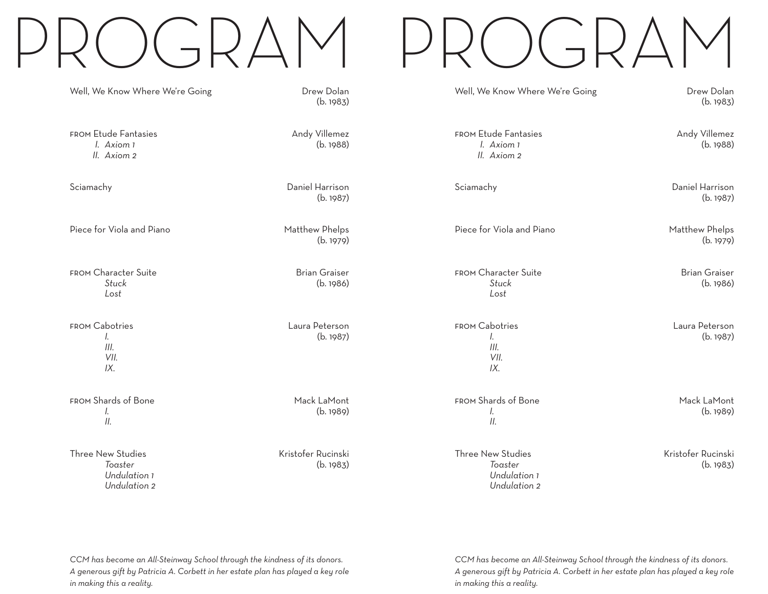# PROGRAM

Well, We Know Where We're Going — Drew Dolan (b. 1983)

FROM Etude Fantasies — Andy Villemez (b. 1988)

I. *Axiom 1*
II. *Axiom 2*

Sciamachy — Daniel Harrison (b. 1987)

Piece for Viola and Piano — Matthew Phelps (b. 1979)

FROM Character Suite — Brian Graiser (b. 1986)

*Stuck*
*Lost*

FROM Cabotries — Laura Peterson (b. 1987)

*I.*
*III.*
*VII.*
*IX.*

FROM Shards of Bone — Mack LaMont (b. 1989)

*I.*
*II.*

Three New Studies — Kristofer Rucinski (b. 1983)

*Toaster*
*Undulation 1*
*Undulation 2*

*CCM has become an All-Steinway School through the kindness of its donors. A generous gift by Patricia A. Corbett in her estate plan has played a key role in making this a reality.*

# PROGRAM

Well, We Know Where We're Going — Drew Dolan (b. 1983)

FROM Etude Fantasies — Andy Villemez (b. 1988)

I. *Axiom 1*
II. *Axiom 2*

Sciamachy — Daniel Harrison (b. 1987)

Piece for Viola and Piano — Matthew Phelps (b. 1979)

FROM Character Suite — Brian Graiser (b. 1986)

*Stuck*
*Lost*

FROM Cabotries — Laura Peterson (b. 1987)

*I.*
*III.*
*VII.*
*IX.*

FROM Shards of Bone — Mack LaMont (b. 1989)

*I.*
*II.*

Three New Studies — Kristofer Rucinski (b. 1983)

*Toaster*
*Undulation 1*
*Undulation 2*

*CCM has become an All-Steinway School through the kindness of its donors. A generous gift by Patricia A. Corbett in her estate plan has played a key role in making this a reality.*